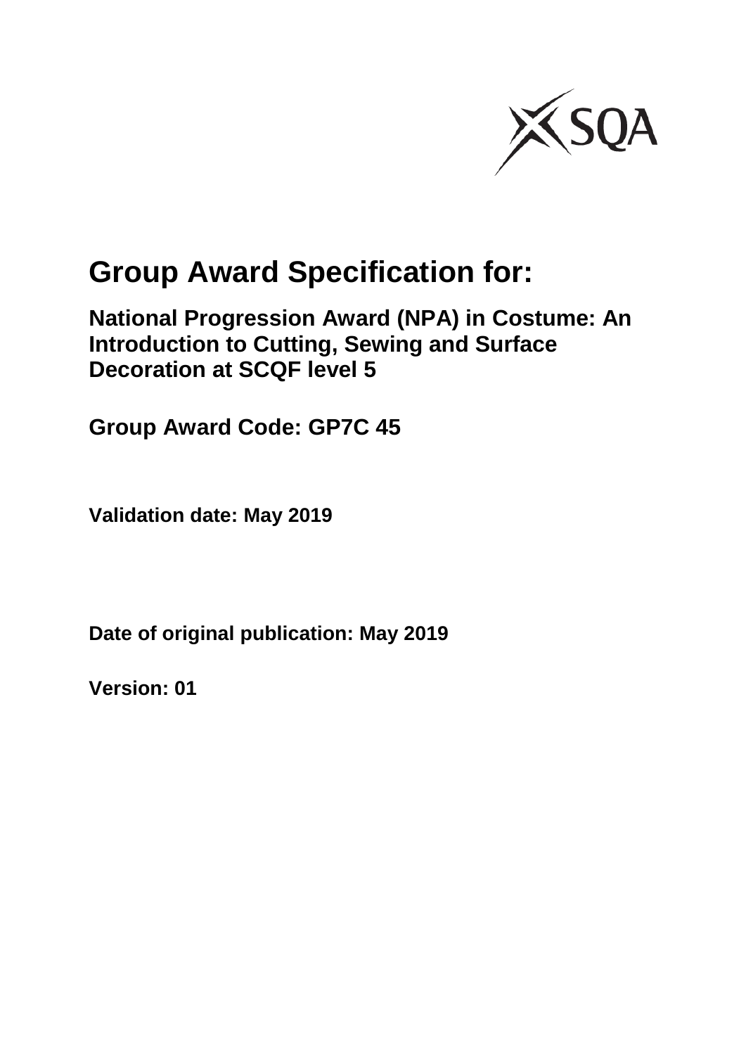# Group Award Specification for:

## National Progression Award (NPA) in Costume: An Introduction to Cutting, Sewing and Surface Decoration at SCQF level 5

## Group Award Code: GP7C 45

**Validation date: May 2019**

**Date of original publication: May 2019**

**Version: 01**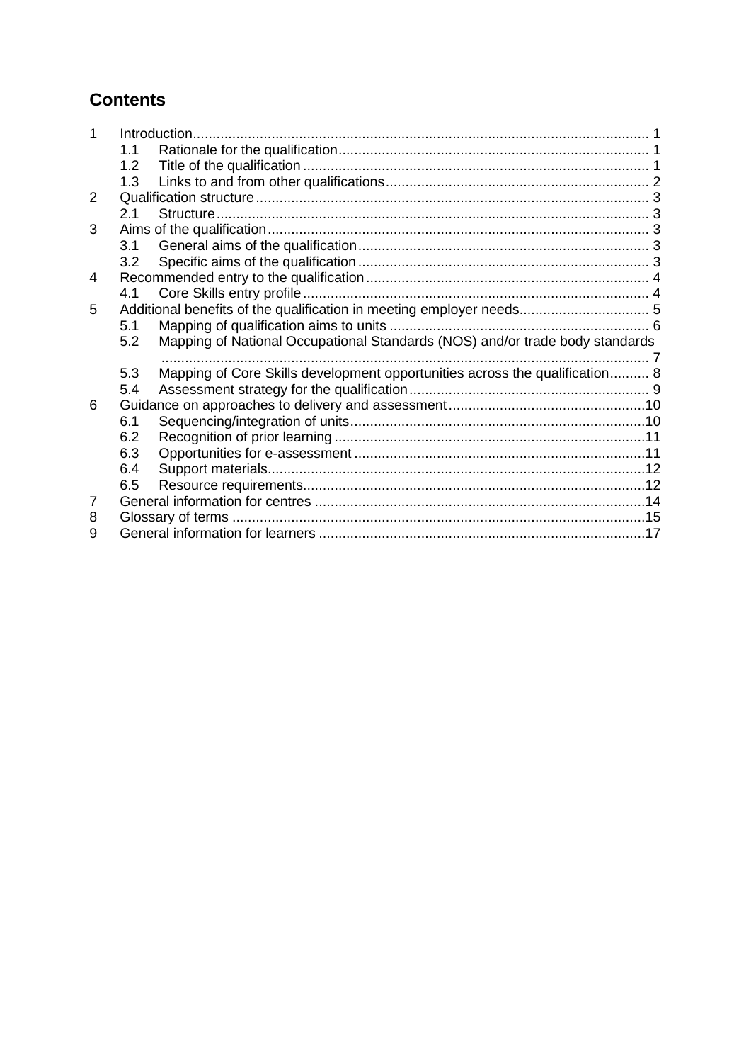# Contents

1 Introduction .......... 1
- 1.1 Rationale for the qualification .......... 1
- 1.2 Title of the qualification .......... 1
- 1.3 Links to and from other qualifications .......... 2

2 Qualification structure .......... 3
- 2.1 Structure .......... 3

3 Aims of the qualification .......... 3
- 3.1 General aims of the qualification .......... 3
- 3.2 Specific aims of the qualification .......... 3

4 Recommended entry to the qualification .......... 4
- 4.1 Core Skills entry profile .......... 4

5 Additional benefits of the qualification in meeting employer needs .......... 5
- 5.1 Mapping of qualification aims to units .......... 6
- 5.2 Mapping of National Occupational Standards (NOS) and/or trade body standards .......... 7
- 5.3 Mapping of Core Skills development opportunities across the qualification .......... 8
- 5.4 Assessment strategy for the qualification .......... 9

6 Guidance on approaches to delivery and assessment .......... 10
- 6.1 Sequencing/integration of units .......... 10
- 6.2 Recognition of prior learning .......... 11
- 6.3 Opportunities for e-assessment .......... 11
- 6.4 Support materials .......... 12
- 6.5 Resource requirements .......... 12

7 General information for centres .......... 14

8 Glossary of terms .......... 15

9 General information for learners .......... 17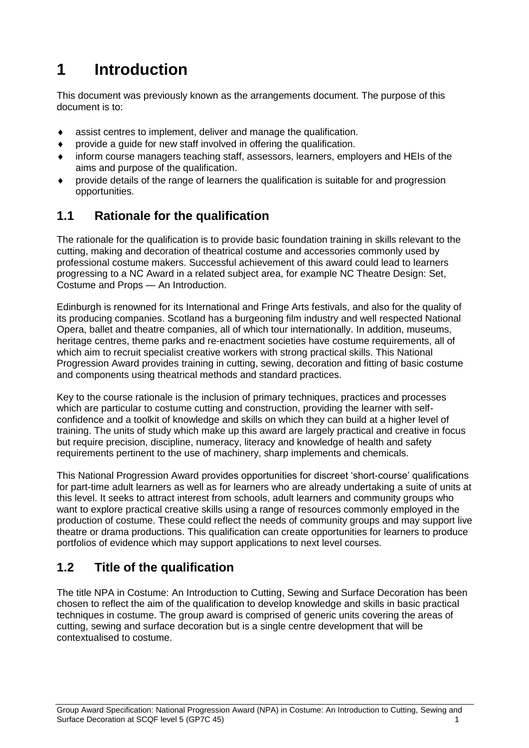# 1 Introduction

This document was previously known as the arrangements document. The purpose of this document is to:

- assist centres to implement, deliver and manage the qualification.
- provide a guide for new staff involved in offering the qualification.
- inform course managers teaching staff, assessors, learners, employers and HEIs of the aims and purpose of the qualification.
- provide details of the range of learners the qualification is suitable for and progression opportunities.

## 1.1 Rationale for the qualification

The rationale for the qualification is to provide basic foundation training in skills relevant to the cutting, making and decoration of theatrical costume and accessories commonly used by professional costume makers. Successful achievement of this award could lead to learners progressing to a NC Award in a related subject area, for example NC Theatre Design: Set, Costume and Props — An Introduction.

Edinburgh is renowned for its International and Fringe Arts festivals, and also for the quality of its producing companies. Scotland has a burgeoning film industry and well respected National Opera, ballet and theatre companies, all of which tour internationally. In addition, museums, heritage centres, theme parks and re-enactment societies have costume requirements, all of which aim to recruit specialist creative workers with strong practical skills. This National Progression Award provides training in cutting, sewing, decoration and fitting of basic costume and components using theatrical methods and standard practices.

Key to the course rationale is the inclusion of primary techniques, practices and processes which are particular to costume cutting and construction, providing the learner with self-confidence and a toolkit of knowledge and skills on which they can build at a higher level of training. The units of study which make up this award are largely practical and creative in focus but require precision, discipline, numeracy, literacy and knowledge of health and safety requirements pertinent to the use of machinery, sharp implements and chemicals.

This National Progression Award provides opportunities for discreet 'short-course' qualifications for part-time adult learners as well as for learners who are already undertaking a suite of units at this level. It seeks to attract interest from schools, adult learners and community groups who want to explore practical creative skills using a range of resources commonly employed in the production of costume. These could reflect the needs of community groups and may support live theatre or drama productions. This qualification can create opportunities for learners to produce portfolios of evidence which may support applications to next level courses.

## 1.2 Title of the qualification

The title NPA in Costume: An Introduction to Cutting, Sewing and Surface Decoration has been chosen to reflect the aim of the qualification to develop knowledge and skills in basic practical techniques in costume. The group award is comprised of generic units covering the areas of cutting, sewing and surface decoration but is a single centre development that will be contextualised to costume.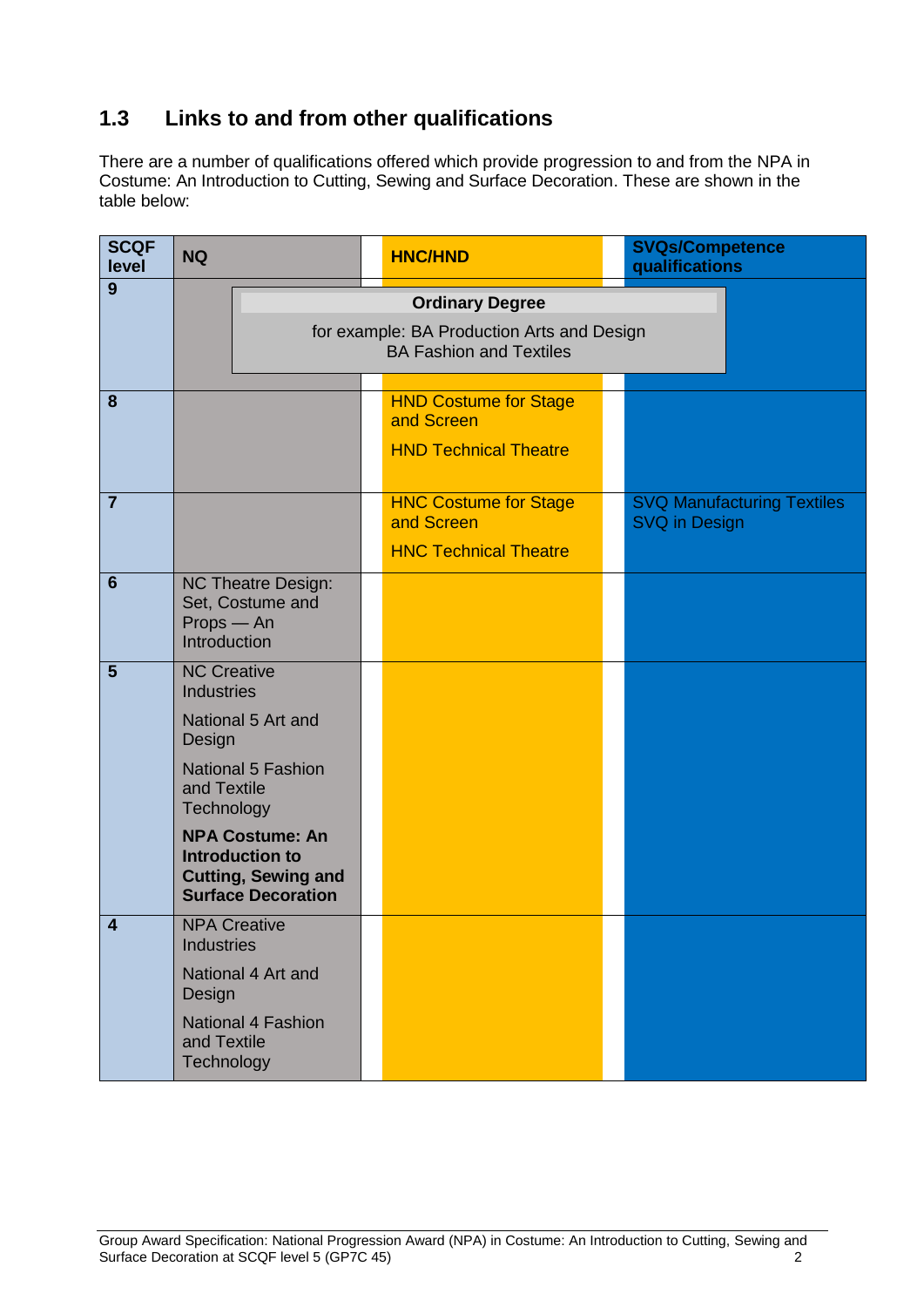## 1.3 Links to and from other qualifications

There are a number of qualifications offered which provide progression to and from the NPA in Costume: An Introduction to Cutting, Sewing and Surface Decoration. These are shown in the table below:

| SCQF level | NQ | HNC/HND | SVQs/Competence qualifications |
|---|---|---|---|
| 9 | **Ordinary Degree**<br>for example: BA Production Arts and Design<br>BA Fashion and Textiles | | |
| 8 | | HND Costume for Stage and Screen<br>HND Technical Theatre | |
| 7 | | HNC Costume for Stage and Screen<br>HNC Technical Theatre | SVQ Manufacturing Textiles<br>SVQ in Design |
| 6 | NC Theatre Design: Set, Costume and Props — An Introduction | | |
| 5 | NC Creative Industries<br>National 5 Art and Design<br>National 5 Fashion and Textile Technology<br>**NPA Costume: An Introduction to Cutting, Sewing and Surface Decoration** | | |
| 4 | NPA Creative Industries<br>National 4 Art and Design<br>National 4 Fashion and Textile Technology | | |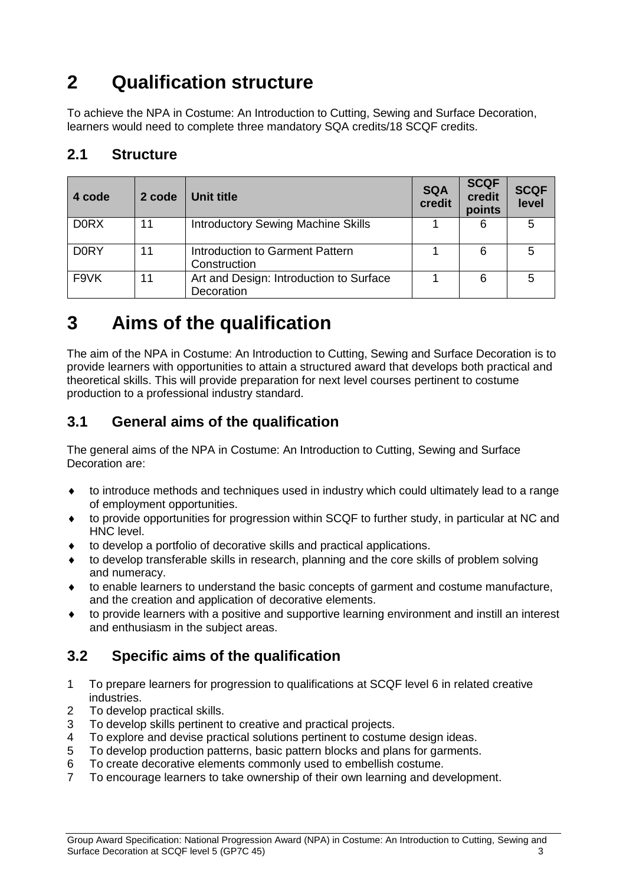# 2 Qualification structure

To achieve the NPA in Costume: An Introduction to Cutting, Sewing and Surface Decoration, learners would need to complete three mandatory SQA credits/18 SCQF credits.

## 2.1 Structure

| 4 code | 2 code | Unit title | SQA credit | SCQF credit points | SCQF level |
|---|---|---|---|---|---|
| D0RX | 11 | Introductory Sewing Machine Skills | 1 | 6 | 5 |
| D0RY | 11 | Introduction to Garment Pattern Construction | 1 | 6 | 5 |
| F9VK | 11 | Art and Design: Introduction to Surface Decoration | 1 | 6 | 5 |

# 3 Aims of the qualification

The aim of the NPA in Costume: An Introduction to Cutting, Sewing and Surface Decoration is to provide learners with opportunities to attain a structured award that develops both practical and theoretical skills. This will provide preparation for next level courses pertinent to costume production to a professional industry standard.

## 3.1 General aims of the qualification

The general aims of the NPA in Costume: An Introduction to Cutting, Sewing and Surface Decoration are:

- to introduce methods and techniques used in industry which could ultimately lead to a range of employment opportunities.
- to provide opportunities for progression within SCQF to further study, in particular at NC and HNC level.
- to develop a portfolio of decorative skills and practical applications.
- to develop transferable skills in research, planning and the core skills of problem solving and numeracy.
- to enable learners to understand the basic concepts of garment and costume manufacture, and the creation and application of decorative elements.
- to provide learners with a positive and supportive learning environment and instill an interest and enthusiasm in the subject areas.

## 3.2 Specific aims of the qualification

1. To prepare learners for progression to qualifications at SCQF level 6 in related creative industries.
2. To develop practical skills.
3. To develop skills pertinent to creative and practical projects.
4. To explore and devise practical solutions pertinent to costume design ideas.
5. To develop production patterns, basic pattern blocks and plans for garments.
6. To create decorative elements commonly used to embellish costume.
7. To encourage learners to take ownership of their own learning and development.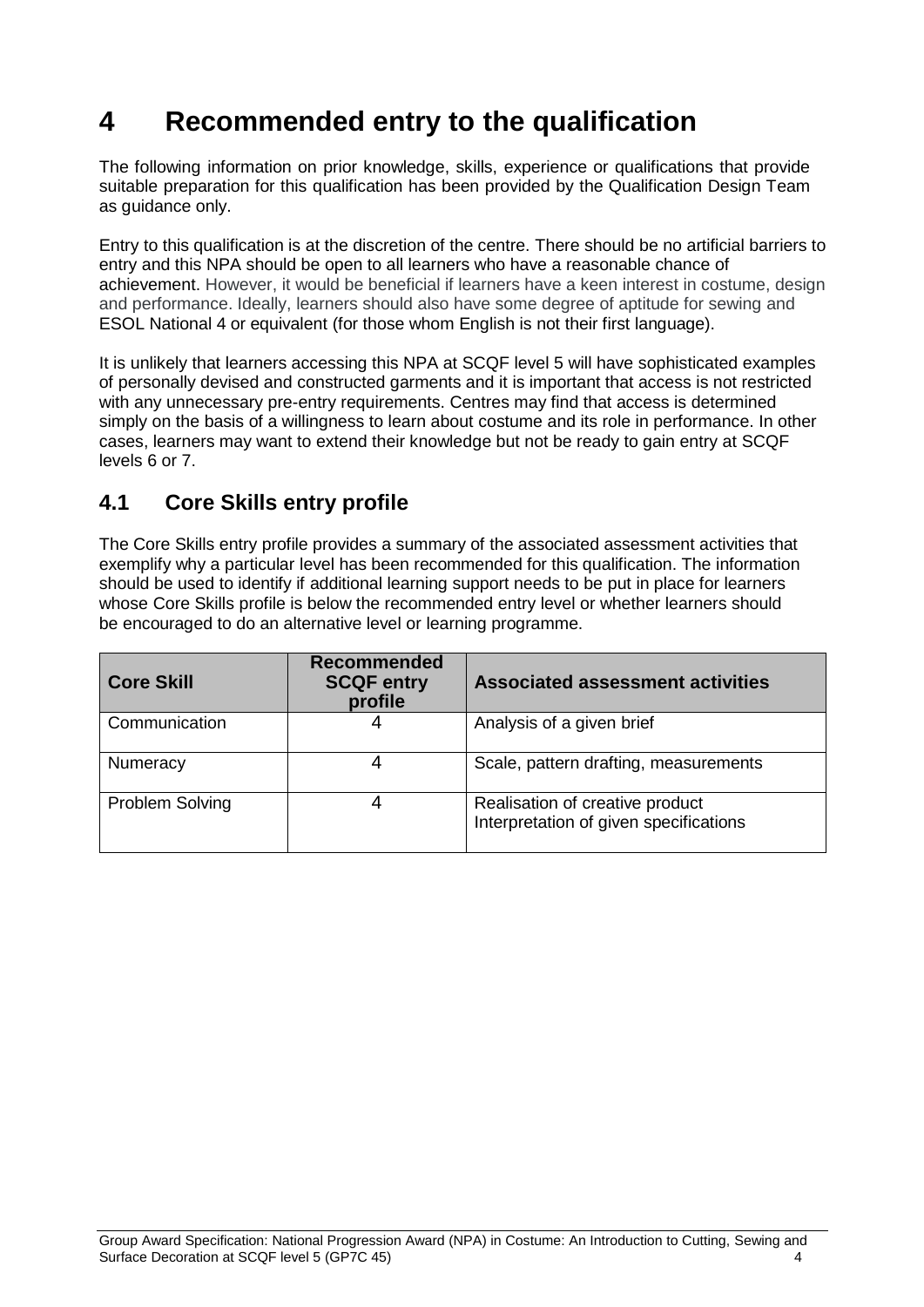# 4 Recommended entry to the qualification

The following information on prior knowledge, skills, experience or qualifications that provide suitable preparation for this qualification has been provided by the Qualification Design Team as guidance only.

Entry to this qualification is at the discretion of the centre. There should be no artificial barriers to entry and this NPA should be open to all learners who have a reasonable chance of achievement. However, it would be beneficial if learners have a keen interest in costume, design and performance. Ideally, learners should also have some degree of aptitude for sewing and ESOL National 4 or equivalent (for those whom English is not their first language).

It is unlikely that learners accessing this NPA at SCQF level 5 will have sophisticated examples of personally devised and constructed garments and it is important that access is not restricted with any unnecessary pre-entry requirements. Centres may find that access is determined simply on the basis of a willingness to learn about costume and its role in performance. In other cases, learners may want to extend their knowledge but not be ready to gain entry at SCQF levels 6 or 7.

## 4.1 Core Skills entry profile

The Core Skills entry profile provides a summary of the associated assessment activities that exemplify why a particular level has been recommended for this qualification. The information should be used to identify if additional learning support needs to be put in place for learners whose Core Skills profile is below the recommended entry level or whether learners should be encouraged to do an alternative level or learning programme.

| Core Skill | Recommended SCQF entry profile | Associated assessment activities |
|---|---|---|
| Communication | 4 | Analysis of a given brief |
| Numeracy | 4 | Scale, pattern drafting, measurements |
| Problem Solving | 4 | Realisation of creative product<br>Interpretation of given specifications |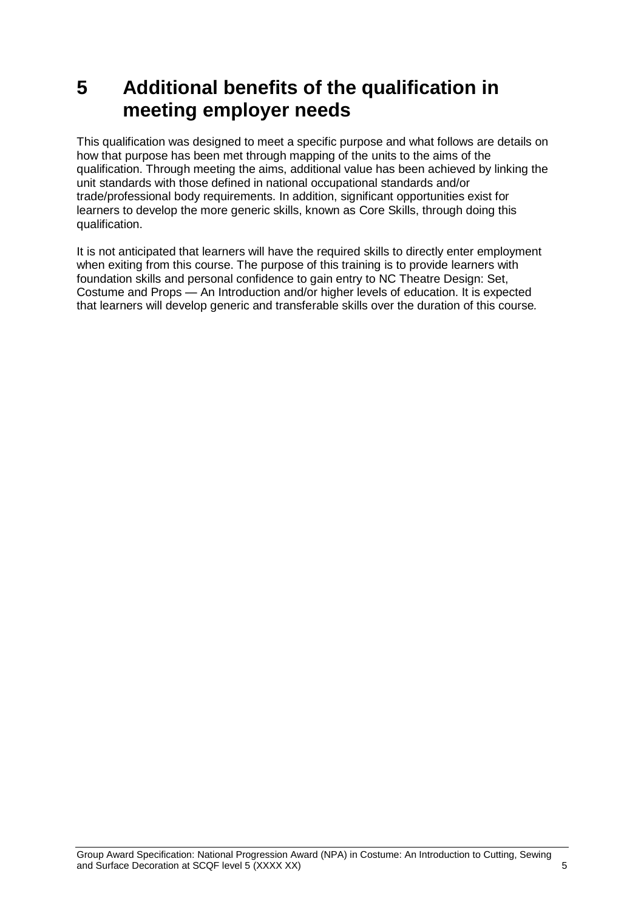# 5 Additional benefits of the qualification in meeting employer needs

This qualification was designed to meet a specific purpose and what follows are details on how that purpose has been met through mapping of the units to the aims of the qualification. Through meeting the aims, additional value has been achieved by linking the unit standards with those defined in national occupational standards and/or trade/professional body requirements. In addition, significant opportunities exist for learners to develop the more generic skills, known as Core Skills, through doing this qualification.

It is not anticipated that learners will have the required skills to directly enter employment when exiting from this course. The purpose of this training is to provide learners with foundation skills and personal confidence to gain entry to NC Theatre Design: Set, Costume and Props — An Introduction and/or higher levels of education. It is expected that learners will develop generic and transferable skills over the duration of this course.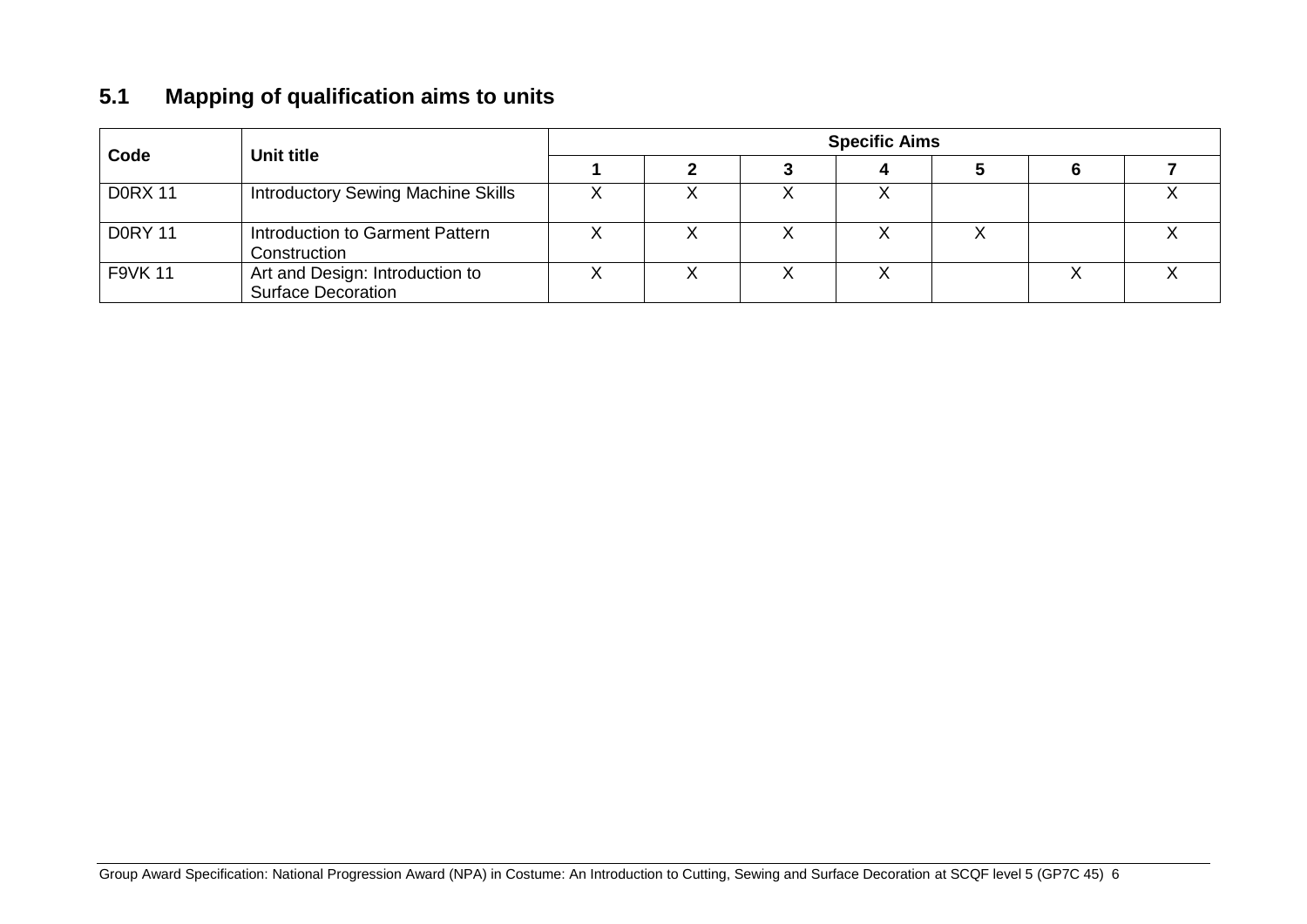## 5.1 Mapping of qualification aims to units

| Code | Unit title | Specific Aims | | | | | | |
|---|---|---|---|---|---|---|---|---|
| | | 1 | 2 | 3 | 4 | 5 | 6 | 7 |
| D0RX 11 | Introductory Sewing Machine Skills | X | X | X | X | | | X |
| D0RY 11 | Introduction to Garment Pattern Construction | X | X | X | X | X | | X |
| F9VK 11 | Art and Design: Introduction to Surface Decoration | X | X | X | X | | X | X |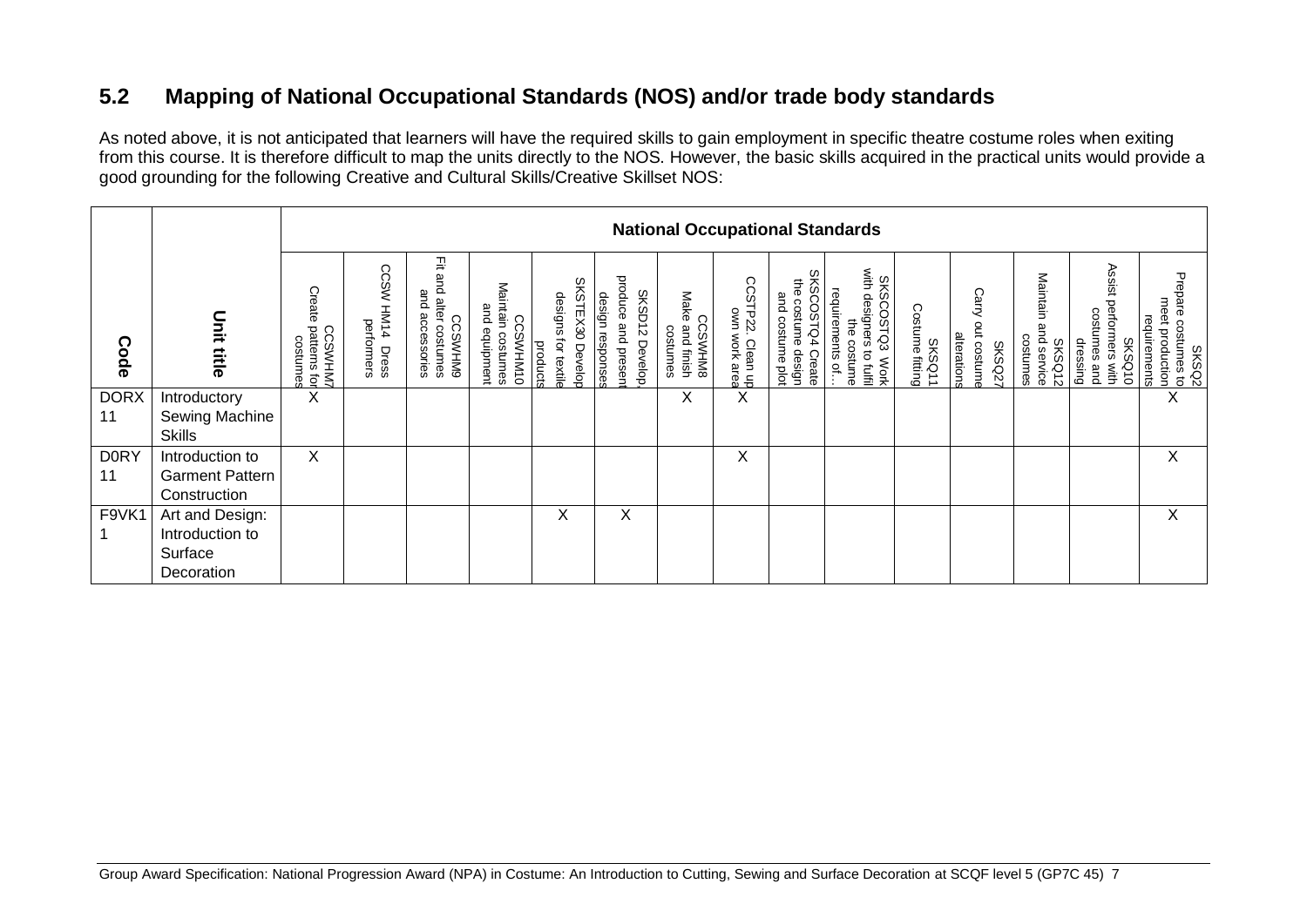## 5.2 Mapping of National Occupational Standards (NOS) and/or trade body standards

As noted above, it is not anticipated that learners will have the required skills to gain employment in specific theatre costume roles when exiting from this course. It is therefore difficult to map the units directly to the NOS. However, the basic skills acquired in the practical units would provide a good grounding for the following Creative and Cultural Skills/Creative Skillset NOS:

| Code | Unit title | National Occupational Standards | | | | | | | | | | | | | | | |
|---|---|---|---|---|---|---|---|---|---|---|---|---|---|---|---|---|---|
| | | CCSWHM7 Create patterns for costumes | CCSW HM14 Dress performers | CCSWHM9 Fit and alter costumes and accessories | CCSWHM10 Maintain costumes and equipment | SKSTEX30 Develop designs for textile products | SKSD12 Develop, produce and present design responses | CCSWHM8 Make and finish costumes | CCSTP22 Clean up own work area | SKSCOSTQ4 Create the costume design and costume plot | SKSCOSTQ3 Work with designers to fulfil the costume requirements of… | SKSQ11 Costume fitting | SKSQ27 Carry out costume alterations | SKSQ12 Maintain and service costumes | SKSQ10 Assist performers with costumes and dressing | SKSQ2 Prepare costumes to meet production requirements |
| DORX 11 | Introductory Sewing Machine Skills | X | | | | | | X | X | | | | | | | X |
| D0RY 11 | Introduction to Garment Pattern Construction | X | | | | | | | X | | | | | | | X |
| F9VK1 1 | Art and Design: Introduction to Surface Decoration | | | | | X | X | | | | | | | | | X |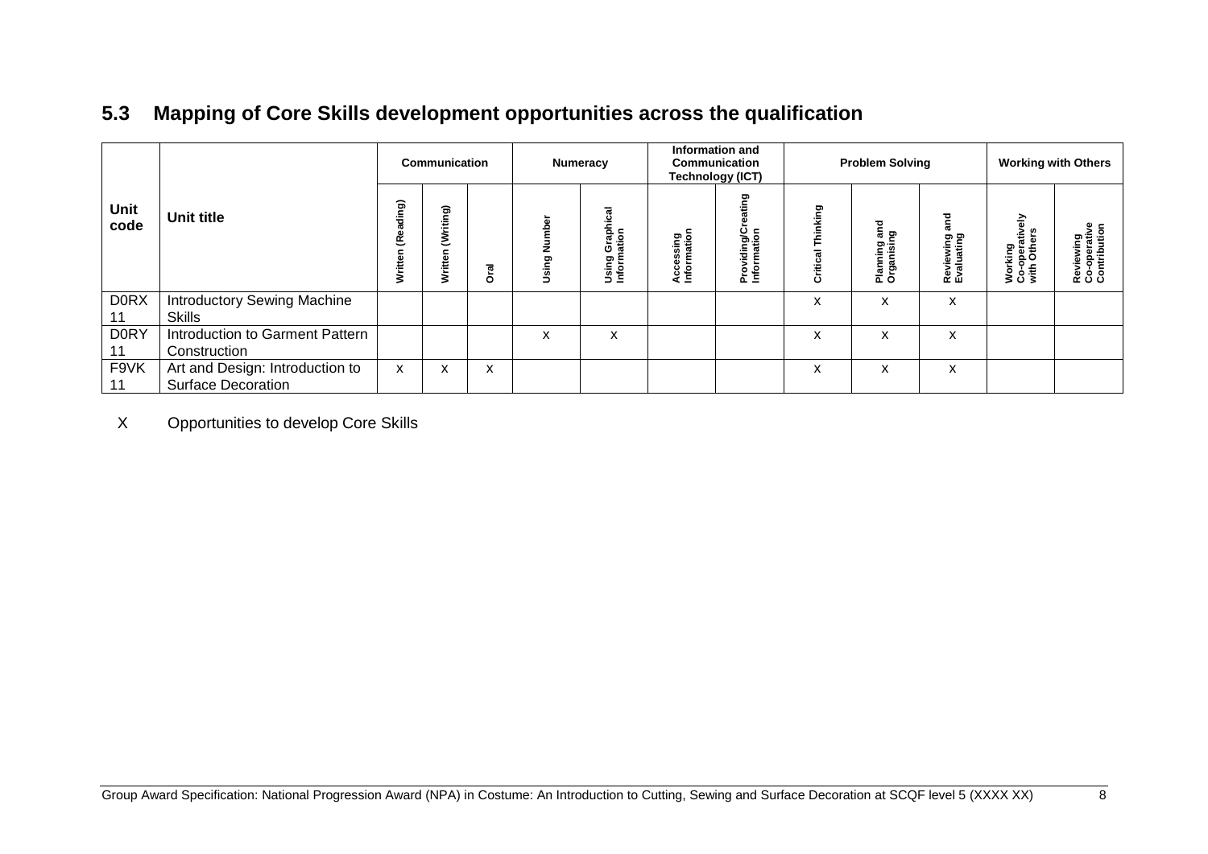## 5.3 Mapping of Core Skills development opportunities across the qualification

| Unit code | Unit title | Communication | | | Numeracy | | Information and Communication Technology (ICT) | | Problem Solving | | | Working with Others | |
|---|---|---|---|---|---|---|---|---|---|---|---|---|---|
| | | Written (Reading) | Written (Writing) | Oral | Using Number | Using Graphical Information | Accessing Information | Providing/Creating Information | Critical Thinking | Planning and Organising | Reviewing and Evaluating | Working Co-operatively with Others | Reviewing Co-operative Contribution |
| D0RX 11 | Introductory Sewing Machine Skills | | | | | | | | x | x | x | | |
| D0RY 11 | Introduction to Garment Pattern Construction | | | | x | x | | | x | x | x | | |
| F9VK 11 | Art and Design: Introduction to Surface Decoration | x | x | x | | | | | x | x | x | | |

X Opportunities to develop Core Skills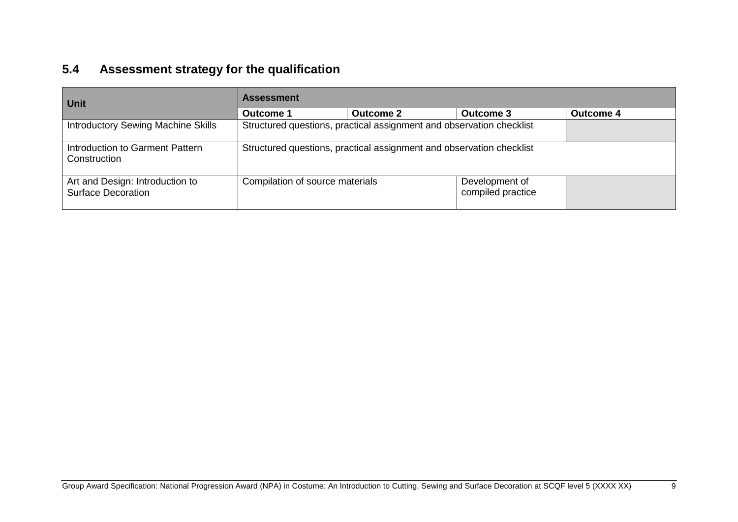## 5.4 Assessment strategy for the qualification

| Unit | Assessment | | | |
|---|---|---|---|---|
| | Outcome 1 | Outcome 2 | Outcome 3 | Outcome 4 |
| Introductory Sewing Machine Skills | Structured questions, practical assignment and observation checklist | | | |
| Introduction to Garment Pattern Construction | Structured questions, practical assignment and observation checklist | | | |
| Art and Design: Introduction to Surface Decoration | Compilation of source materials | | Development of compiled practice | |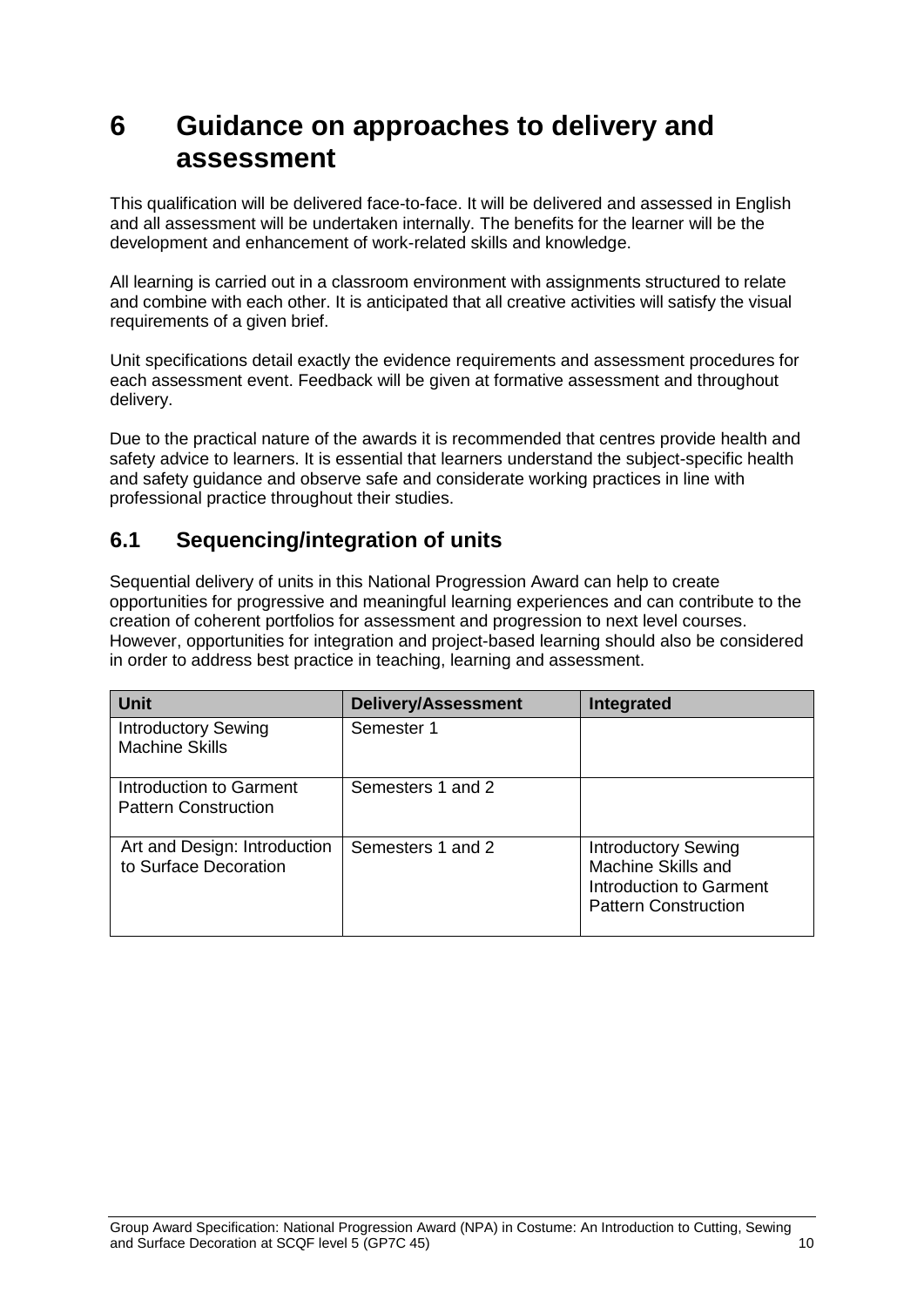# 6 Guidance on approaches to delivery and assessment

This qualification will be delivered face-to-face. It will be delivered and assessed in English and all assessment will be undertaken internally. The benefits for the learner will be the development and enhancement of work-related skills and knowledge.

All learning is carried out in a classroom environment with assignments structured to relate and combine with each other. It is anticipated that all creative activities will satisfy the visual requirements of a given brief.

Unit specifications detail exactly the evidence requirements and assessment procedures for each assessment event. Feedback will be given at formative assessment and throughout delivery.

Due to the practical nature of the awards it is recommended that centres provide health and safety advice to learners. It is essential that learners understand the subject-specific health and safety guidance and observe safe and considerate working practices in line with professional practice throughout their studies.

## 6.1 Sequencing/integration of units

Sequential delivery of units in this National Progression Award can help to create opportunities for progressive and meaningful learning experiences and can contribute to the creation of coherent portfolios for assessment and progression to next level courses. However, opportunities for integration and project-based learning should also be considered in order to address best practice in teaching, learning and assessment.

| Unit | Delivery/Assessment | Integrated |
|---|---|---|
| Introductory Sewing Machine Skills | Semester 1 | |
| Introduction to Garment Pattern Construction | Semesters 1 and 2 | |
| Art and Design: Introduction to Surface Decoration | Semesters 1 and 2 | Introductory Sewing Machine Skills and Introduction to Garment Pattern Construction |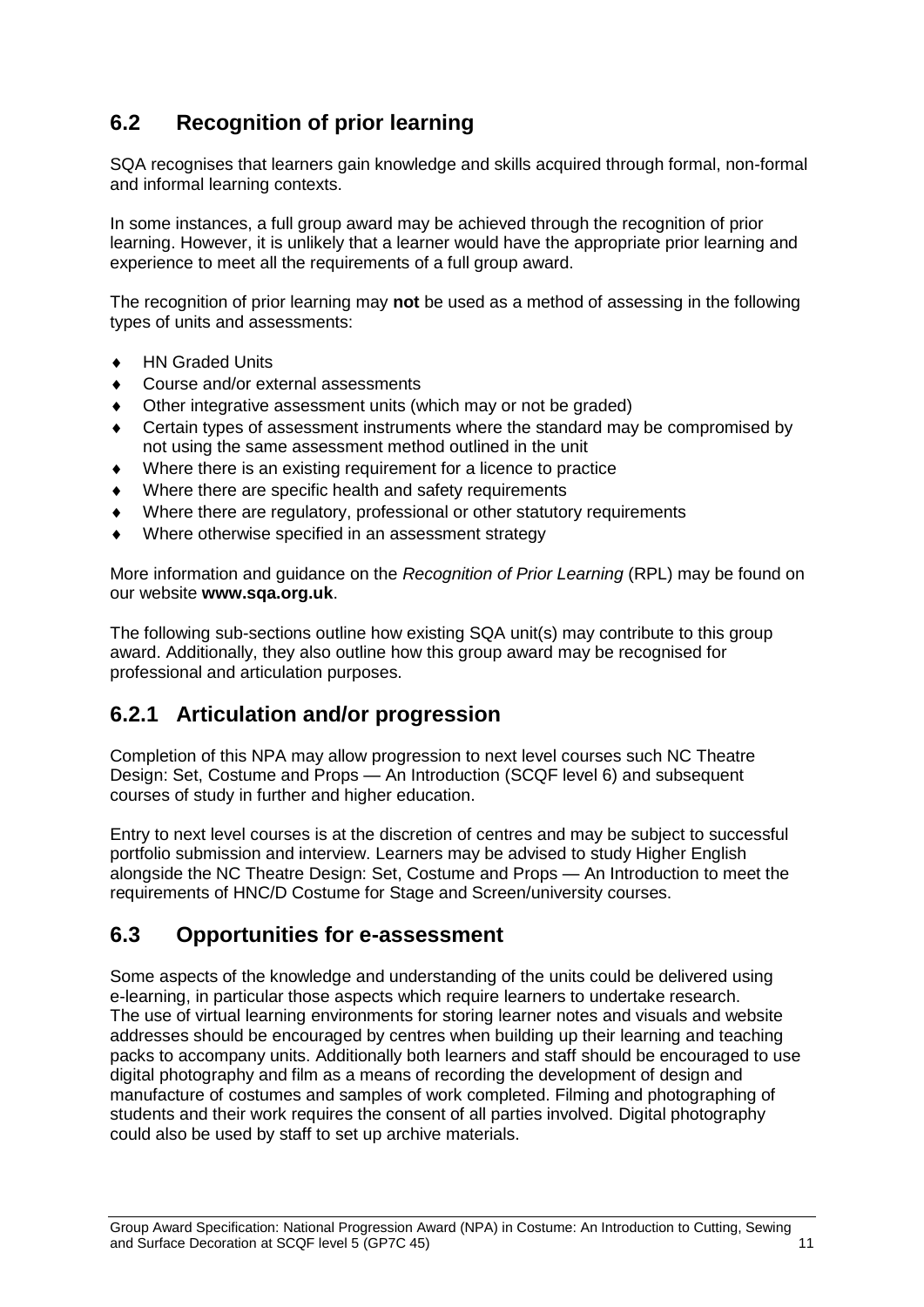## 6.2 Recognition of prior learning

SQA recognises that learners gain knowledge and skills acquired through formal, non-formal and informal learning contexts.

In some instances, a full group award may be achieved through the recognition of prior learning. However, it is unlikely that a learner would have the appropriate prior learning and experience to meet all the requirements of a full group award.

The recognition of prior learning may **not** be used as a method of assessing in the following types of units and assessments:

- HN Graded Units
- Course and/or external assessments
- Other integrative assessment units (which may or not be graded)
- Certain types of assessment instruments where the standard may be compromised by not using the same assessment method outlined in the unit
- Where there is an existing requirement for a licence to practice
- Where there are specific health and safety requirements
- Where there are regulatory, professional or other statutory requirements
- Where otherwise specified in an assessment strategy

More information and guidance on the *Recognition of Prior Learning* (RPL) may be found on our website **www.sqa.org.uk**.

The following sub-sections outline how existing SQA unit(s) may contribute to this group award. Additionally, they also outline how this group award may be recognised for professional and articulation purposes.

### 6.2.1 Articulation and/or progression

Completion of this NPA may allow progression to next level courses such NC Theatre Design: Set, Costume and Props — An Introduction (SCQF level 6) and subsequent courses of study in further and higher education.

Entry to next level courses is at the discretion of centres and may be subject to successful portfolio submission and interview. Learners may be advised to study Higher English alongside the NC Theatre Design: Set, Costume and Props — An Introduction to meet the requirements of HNC/D Costume for Stage and Screen/university courses.

## 6.3 Opportunities for e-assessment

Some aspects of the knowledge and understanding of the units could be delivered using e-learning, in particular those aspects which require learners to undertake research. The use of virtual learning environments for storing learner notes and visuals and website addresses should be encouraged by centres when building up their learning and teaching packs to accompany units. Additionally both learners and staff should be encouraged to use digital photography and film as a means of recording the development of design and manufacture of costumes and samples of work completed. Filming and photographing of students and their work requires the consent of all parties involved. Digital photography could also be used by staff to set up archive materials.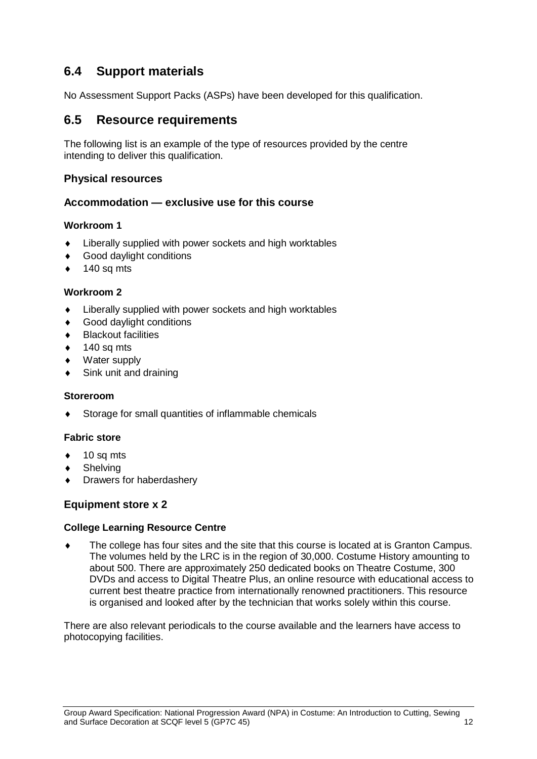## 6.4 Support materials

No Assessment Support Packs (ASPs) have been developed for this qualification.

## 6.5 Resource requirements

The following list is an example of the type of resources provided by the centre intending to deliver this qualification.

### Physical resources

### Accommodation — exclusive use for this course

#### Workroom 1

- Liberally supplied with power sockets and high worktables
- Good daylight conditions
- 140 sq mts

#### Workroom 2

- Liberally supplied with power sockets and high worktables
- Good daylight conditions
- Blackout facilities
- 140 sq mts
- Water supply
- Sink unit and draining

#### Storeroom

- Storage for small quantities of inflammable chemicals

#### Fabric store

- 10 sq mts
- Shelving
- Drawers for haberdashery

### Equipment store x 2

#### College Learning Resource Centre

- The college has four sites and the site that this course is located at is Granton Campus. The volumes held by the LRC is in the region of 30,000. Costume History amounting to about 500. There are approximately 250 dedicated books on Theatre Costume, 300 DVDs and access to Digital Theatre Plus, an online resource with educational access to current best theatre practice from internationally renowned practitioners. This resource is organised and looked after by the technician that works solely within this course.

There are also relevant periodicals to the course available and the learners have access to photocopying facilities.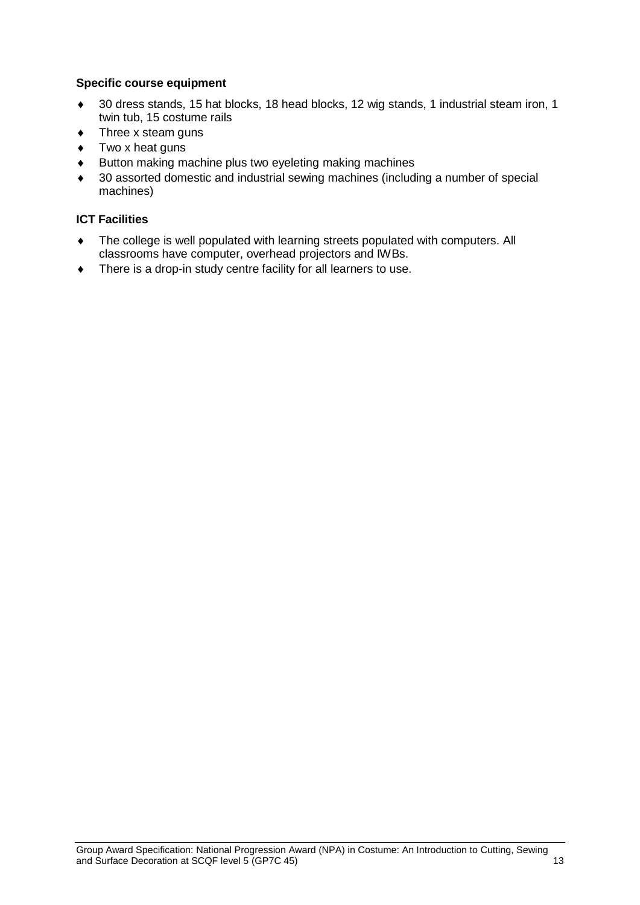**Specific course equipment**

- 30 dress stands, 15 hat blocks, 18 head blocks, 12 wig stands, 1 industrial steam iron, 1 twin tub, 15 costume rails
- Three x steam guns
- Two x heat guns
- Button making machine plus two eyeleting making machines
- 30 assorted domestic and industrial sewing machines (including a number of special machines)

**ICT Facilities**

- The college is well populated with learning streets populated with computers. All classrooms have computer, overhead projectors and IWBs.
- There is a drop-in study centre facility for all learners to use.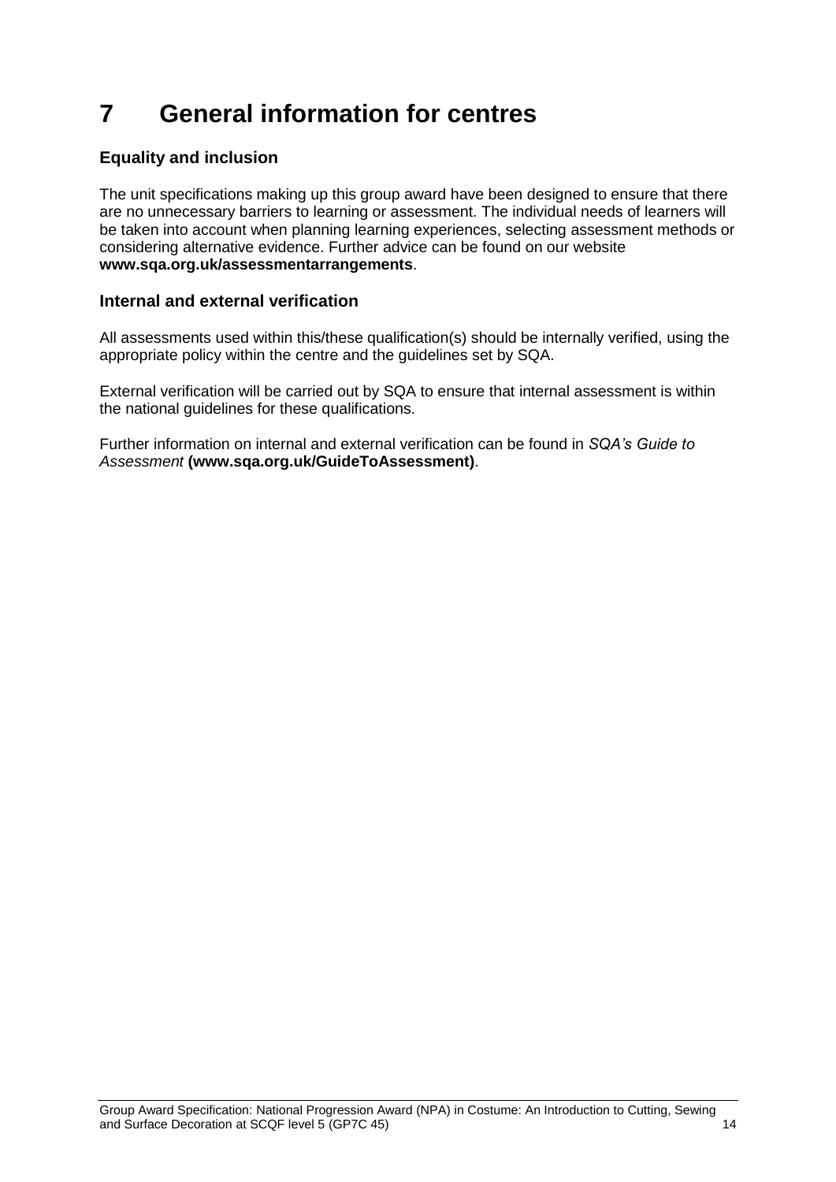# 7 General information for centres

## Equality and inclusion

The unit specifications making up this group award have been designed to ensure that there are no unnecessary barriers to learning or assessment. The individual needs of learners will be taken into account when planning learning experiences, selecting assessment methods or considering alternative evidence. Further advice can be found on our website **www.sqa.org.uk/assessmentarrangements**.

## Internal and external verification

All assessments used within this/these qualification(s) should be internally verified, using the appropriate policy within the centre and the guidelines set by SQA.

External verification will be carried out by SQA to ensure that internal assessment is within the national guidelines for these qualifications.

Further information on internal and external verification can be found in *SQA's Guide to Assessment* **(www.sqa.org.uk/GuideToAssessment)**.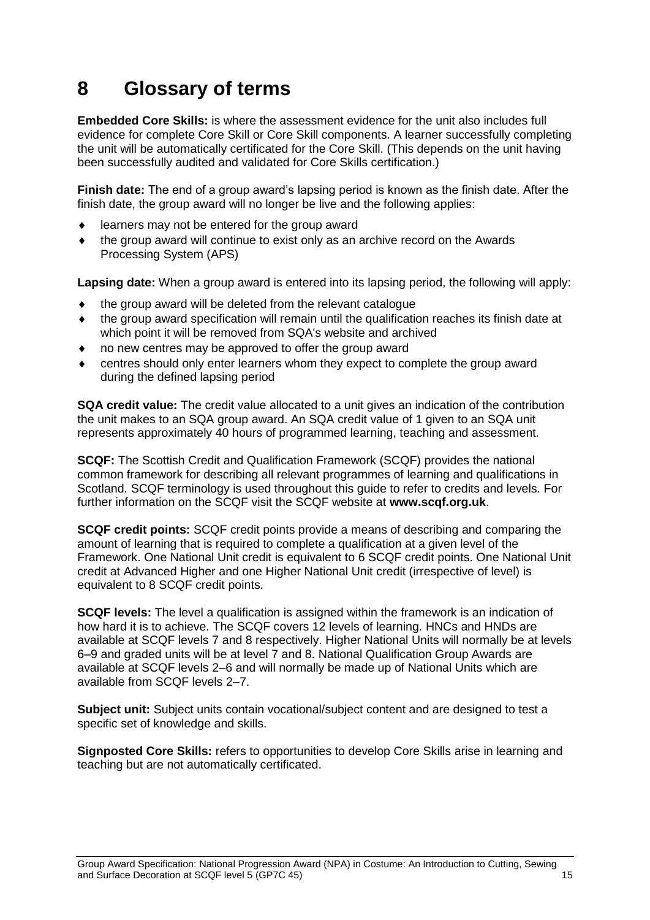# 8 Glossary of terms

**Embedded Core Skills:** is where the assessment evidence for the unit also includes full evidence for complete Core Skill or Core Skill components. A learner successfully completing the unit will be automatically certificated for the Core Skill. (This depends on the unit having been successfully audited and validated for Core Skills certification.)

**Finish date:** The end of a group award's lapsing period is known as the finish date. After the finish date, the group award will no longer be live and the following applies:

- learners may not be entered for the group award
- the group award will continue to exist only as an archive record on the Awards Processing System (APS)

**Lapsing date:** When a group award is entered into its lapsing period, the following will apply:

- the group award will be deleted from the relevant catalogue
- the group award specification will remain until the qualification reaches its finish date at which point it will be removed from SQA's website and archived
- no new centres may be approved to offer the group award
- centres should only enter learners whom they expect to complete the group award during the defined lapsing period

**SQA credit value:** The credit value allocated to a unit gives an indication of the contribution the unit makes to an SQA group award. An SQA credit value of 1 given to an SQA unit represents approximately 40 hours of programmed learning, teaching and assessment.

**SCQF:** The Scottish Credit and Qualification Framework (SCQF) provides the national common framework for describing all relevant programmes of learning and qualifications in Scotland. SCQF terminology is used throughout this guide to refer to credits and levels. For further information on the SCQF visit the SCQF website at **www.scqf.org.uk**.

**SCQF credit points:** SCQF credit points provide a means of describing and comparing the amount of learning that is required to complete a qualification at a given level of the Framework. One National Unit credit is equivalent to 6 SCQF credit points. One National Unit credit at Advanced Higher and one Higher National Unit credit (irrespective of level) is equivalent to 8 SCQF credit points.

**SCQF levels:** The level a qualification is assigned within the framework is an indication of how hard it is to achieve. The SCQF covers 12 levels of learning. HNCs and HNDs are available at SCQF levels 7 and 8 respectively. Higher National Units will normally be at levels 6–9 and graded units will be at level 7 and 8. National Qualification Group Awards are available at SCQF levels 2–6 and will normally be made up of National Units which are available from SCQF levels 2–7.

**Subject unit:** Subject units contain vocational/subject content and are designed to test a specific set of knowledge and skills.

**Signposted Core Skills:** refers to opportunities to develop Core Skills arise in learning and teaching but are not automatically certificated.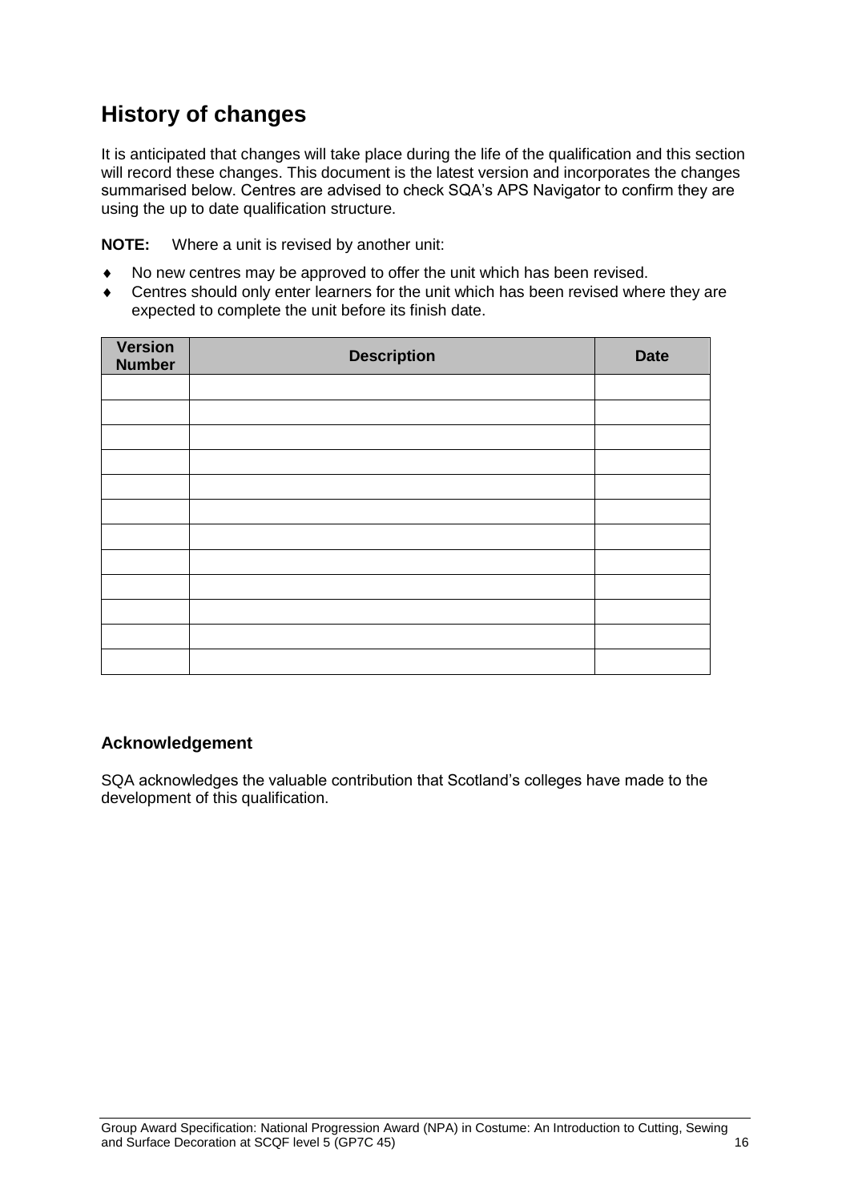## History of changes

It is anticipated that changes will take place during the life of the qualification and this section will record these changes. This document is the latest version and incorporates the changes summarised below. Centres are advised to check SQA's APS Navigator to confirm they are using the up to date qualification structure.

**NOTE:** Where a unit is revised by another unit:

- No new centres may be approved to offer the unit which has been revised.
- Centres should only enter learners for the unit which has been revised where they are expected to complete the unit before its finish date.

| Version Number | Description | Date |
|---|---|---|
| | | |
| | | |
| | | |
| | | |
| | | |
| | | |
| | | |
| | | |
| | | |
| | | |
| | | |
| | | |

### Acknowledgement

SQA acknowledges the valuable contribution that Scotland's colleges have made to the development of this qualification.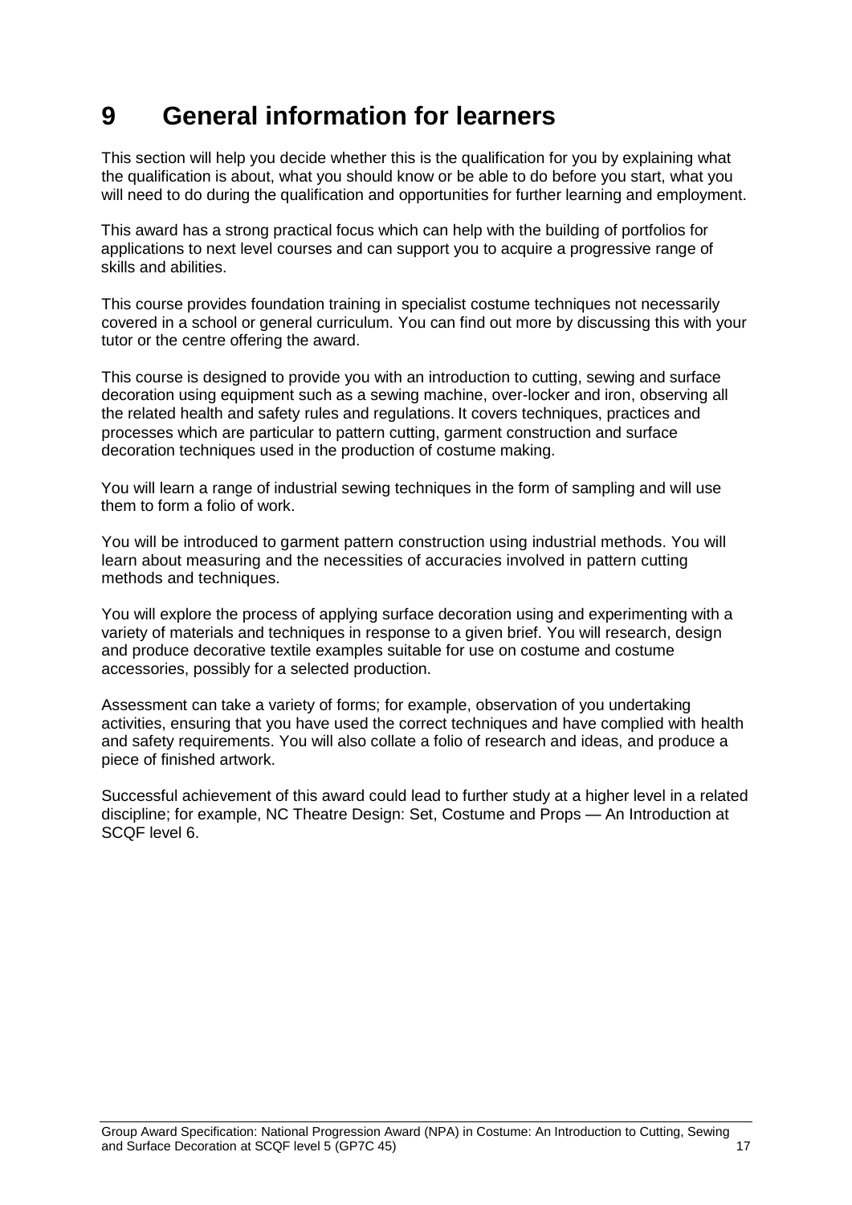# 9 General information for learners

This section will help you decide whether this is the qualification for you by explaining what the qualification is about, what you should know or be able to do before you start, what you will need to do during the qualification and opportunities for further learning and employment.

This award has a strong practical focus which can help with the building of portfolios for applications to next level courses and can support you to acquire a progressive range of skills and abilities.

This course provides foundation training in specialist costume techniques not necessarily covered in a school or general curriculum. You can find out more by discussing this with your tutor or the centre offering the award.

This course is designed to provide you with an introduction to cutting, sewing and surface decoration using equipment such as a sewing machine, over-locker and iron, observing all the related health and safety rules and regulations. It covers techniques, practices and processes which are particular to pattern cutting, garment construction and surface decoration techniques used in the production of costume making.

You will learn a range of industrial sewing techniques in the form of sampling and will use them to form a folio of work.

You will be introduced to garment pattern construction using industrial methods. You will learn about measuring and the necessities of accuracies involved in pattern cutting methods and techniques.

You will explore the process of applying surface decoration using and experimenting with a variety of materials and techniques in response to a given brief. You will research, design and produce decorative textile examples suitable for use on costume and costume accessories, possibly for a selected production.

Assessment can take a variety of forms; for example, observation of you undertaking activities, ensuring that you have used the correct techniques and have complied with health and safety requirements. You will also collate a folio of research and ideas, and produce a piece of finished artwork.

Successful achievement of this award could lead to further study at a higher level in a related discipline; for example, NC Theatre Design: Set, Costume and Props — An Introduction at SCQF level 6.